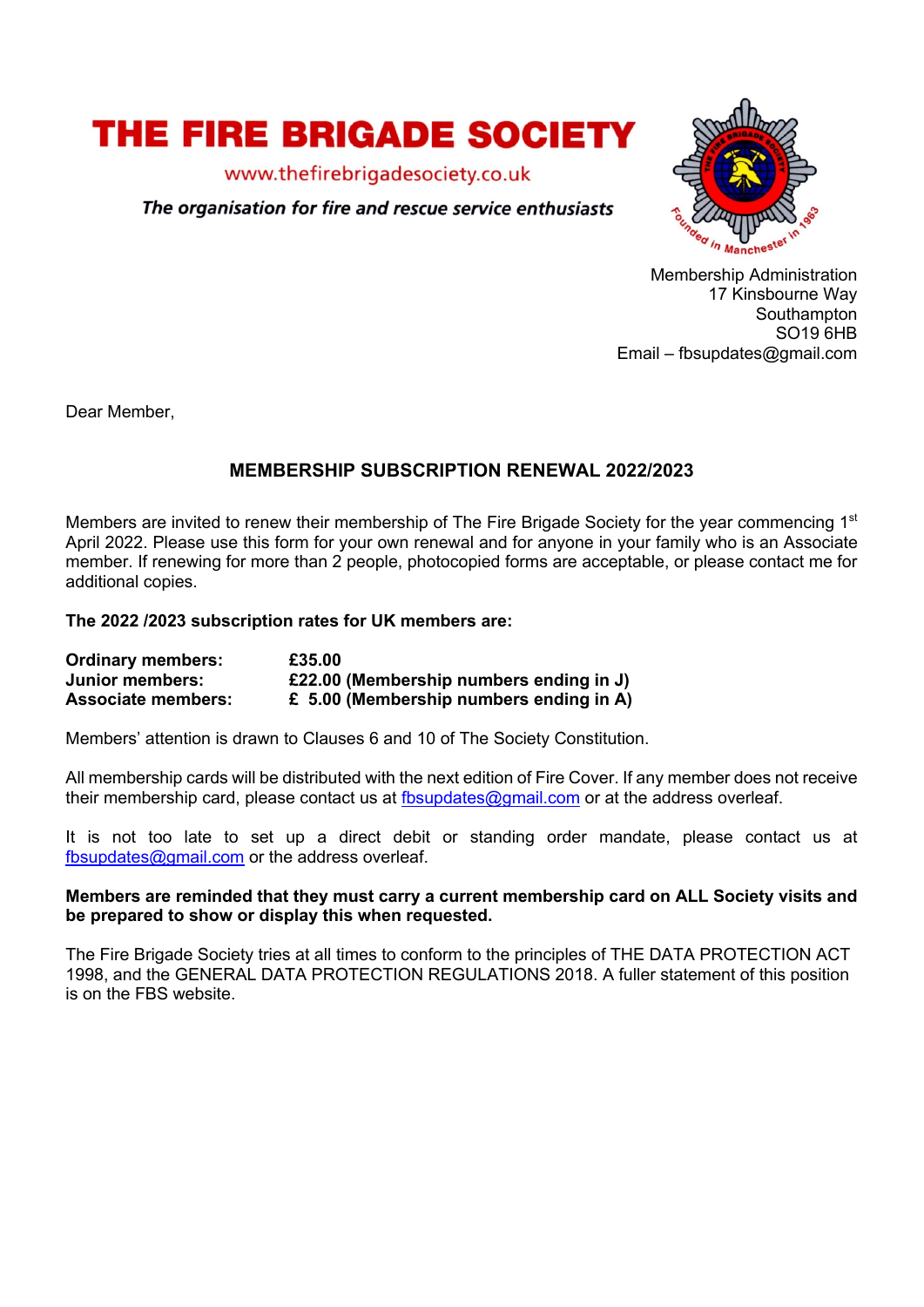# THE FIRE BRIGADE SOCIETY

www.thefirebrigadesociety.co.uk

*The organisation for fire and rescue service enthusiasts*

Founded in Manchester in 1963

Membership Administration
17 Kinsbourne Way
Southampton
SO19 6HB
Email – fbsupdates@gmail.com

Dear Member,

## MEMBERSHIP SUBSCRIPTION RENEWAL 2022/2023

Members are invited to renew their membership of The Fire Brigade Society for the year commencing 1st April 2022. Please use this form for your own renewal and for anyone in your family who is an Associate member. If renewing for more than 2 people, photocopied forms are acceptable, or please contact me for additional copies.

**The 2022 /2023 subscription rates for UK members are:**

| | |
|---|---|
| **Ordinary members:** | **£35.00** |
| **Junior members:** | **£22.00 (Membership numbers ending in J)** |
| **Associate members:** | **£ 5.00 (Membership numbers ending in A)** |

Members' attention is drawn to Clauses 6 and 10 of The Society Constitution.

All membership cards will be distributed with the next edition of Fire Cover. If any member does not receive their membership card, please contact us at fbsupdates@gmail.com or at the address overleaf.

It is not too late to set up a direct debit or standing order mandate, please contact us at fbsupdates@gmail.com or the address overleaf.

**Members are reminded that they must carry a current membership card on ALL Society visits and be prepared to show or display this when requested.**

The Fire Brigade Society tries at all times to conform to the principles of THE DATA PROTECTION ACT 1998, and the GENERAL DATA PROTECTION REGULATIONS 2018. A fuller statement of this position is on the FBS website.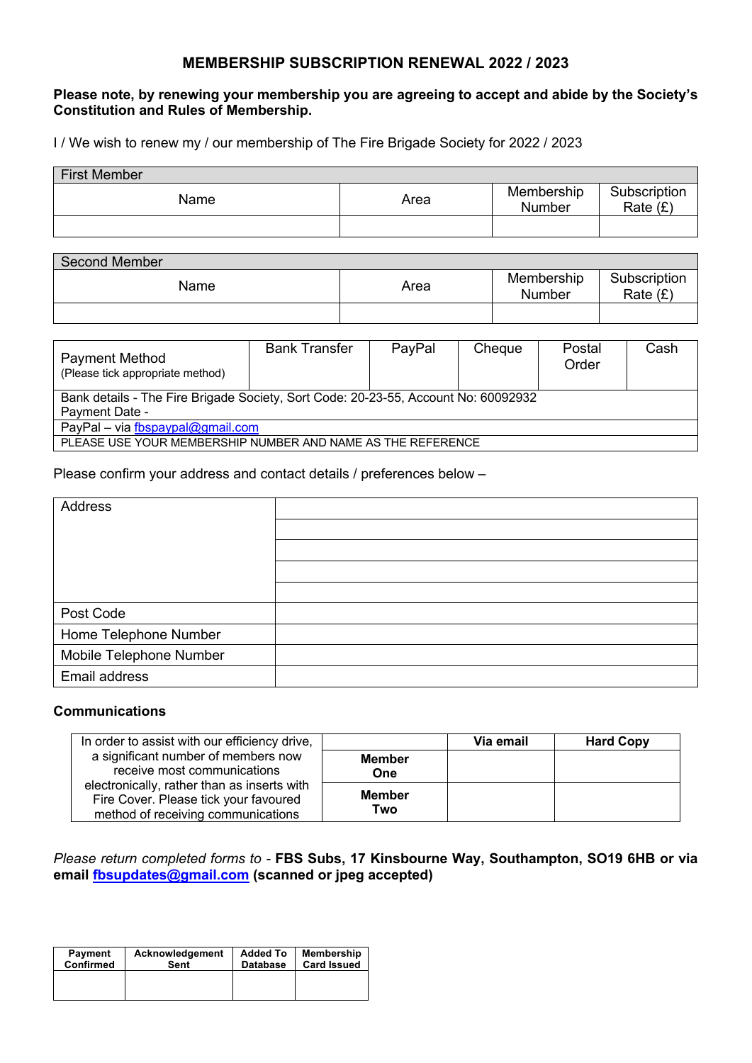# MEMBERSHIP SUBSCRIPTION RENEWAL 2022 / 2023

**Please note, by renewing your membership you are agreeing to accept and abide by the Society's Constitution and Rules of Membership.**

I / We wish to renew my / our membership of The Fire Brigade Society for 2022 / 2023

| First Member | | | |
|---|---|---|---|
| Name | Area | Membership Number | Subscription Rate (£) |
| | | | |

| Second Member | | | |
|---|---|---|---|
| Name | Area | Membership Number | Subscription Rate (£) |
| | | | |

| Payment Method (Please tick appropriate method) | Bank Transfer | PayPal | Cheque | Postal Order | Cash |
|---|---|---|---|---|---|
| | | | | | |

Bank details - The Fire Brigade Society, Sort Code: 20-23-55, Account No: 60092932
Payment Date -

PayPal – via fbspaypal@gmail.com

PLEASE USE YOUR MEMBERSHIP NUMBER AND NAME AS THE REFERENCE

Please confirm your address and contact details / preferences below –

| | |
|---|---|
| Address | |
| | |
| | |
| | |
| | |
| Post Code | |
| Home Telephone Number | |
| Mobile Telephone Number | |
| Email address | |

### Communications

In order to assist with our efficiency drive, a significant number of members now receive most communications electronically, rather than as inserts with Fire Cover. Please tick your favoured method of receiving communications

| | Via email | Hard Copy |
|---|---|---|
| **Member One** | | |
| **Member Two** | | |

*Please return completed forms to -* **FBS Subs, 17 Kinsbourne Way, Southampton, SO19 6HB or via email fbsupdates@gmail.com (scanned or jpeg accepted)**

| Payment Confirmed | Acknowledgement Sent | Added To Database | Membership Card Issued |
|---|---|---|---|
| | | | |